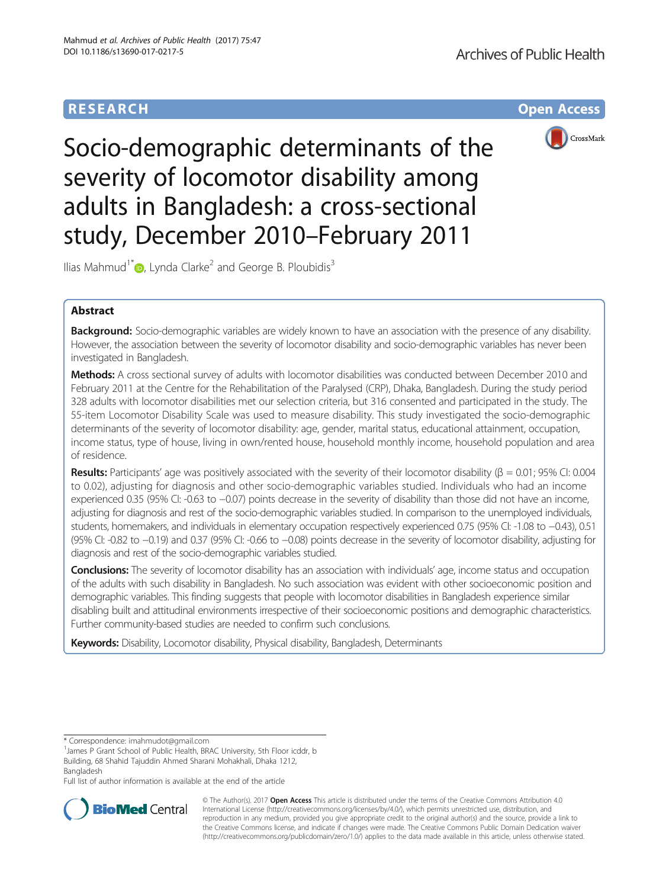**RESEARCH** **Open Access**

# Socio-demographic determinants of the severity of locomotor disability among adults in Bangladesh: a cross-sectional study, December 2010–February 2011

Ilias Mahmud[1*], Lynda Clarke[2] and George B. Ploubidis[3]

## Abstract

**Background:** Socio-demographic variables are widely known to have an association with the presence of any disability. However, the association between the severity of locomotor disability and socio-demographic variables has never been investigated in Bangladesh.

**Methods:** A cross sectional survey of adults with locomotor disabilities was conducted between December 2010 and February 2011 at the Centre for the Rehabilitation of the Paralysed (CRP), Dhaka, Bangladesh. During the study period 328 adults with locomotor disabilities met our selection criteria, but 316 consented and participated in the study. The 55-item Locomotor Disability Scale was used to measure disability. This study investigated the socio-demographic determinants of the severity of locomotor disability: age, gender, marital status, educational attainment, occupation, income status, type of house, living in own/rented house, household monthly income, household population and area of residence.

**Results:** Participants' age was positively associated with the severity of their locomotor disability (β = 0.01; 95% CI: 0.004 to 0.02), adjusting for diagnosis and other socio-demographic variables studied. Individuals who had an income experienced 0.35 (95% CI: -0.63 to −0.07) points decrease in the severity of disability than those did not have an income, adjusting for diagnosis and rest of the socio-demographic variables studied. In comparison to the unemployed individuals, students, homemakers, and individuals in elementary occupation respectively experienced 0.75 (95% CI: -1.08 to −0.43), 0.51 (95% CI: -0.82 to −0.19) and 0.37 (95% CI: -0.66 to −0.08) points decrease in the severity of locomotor disability, adjusting for diagnosis and rest of the socio-demographic variables studied.

**Conclusions:** The severity of locomotor disability has an association with individuals' age, income status and occupation of the adults with such disability in Bangladesh. No such association was evident with other socioeconomic position and demographic variables. This finding suggests that people with locomotor disabilities in Bangladesh experience similar disabling built and attitudinal environments irrespective of their socioeconomic positions and demographic characteristics. Further community-based studies are needed to confirm such conclusions.

**Keywords:** Disability, Locomotor disability, Physical disability, Bangladesh, Determinants

---

* Correspondence: imahmudot@gmail.com
[1]James P Grant School of Public Health, BRAC University, 5th Floor icddr, b Building, 68 Shahid Tajuddin Ahmed Sharani Mohakhali, Dhaka 1212, Bangladesh
Full list of author information is available at the end of the article

© The Author(s). 2017 **Open Access** This article is distributed under the terms of the Creative Commons Attribution 4.0 International License (http://creativecommons.org/licenses/by/4.0/), which permits unrestricted use, distribution, and reproduction in any medium, provided you give appropriate credit to the original author(s) and the source, provide a link to the Creative Commons license, and indicate if changes were made. The Creative Commons Public Domain Dedication waiver (http://creativecommons.org/publicdomain/zero/1.0/) applies to the data made available in this article, unless otherwise stated.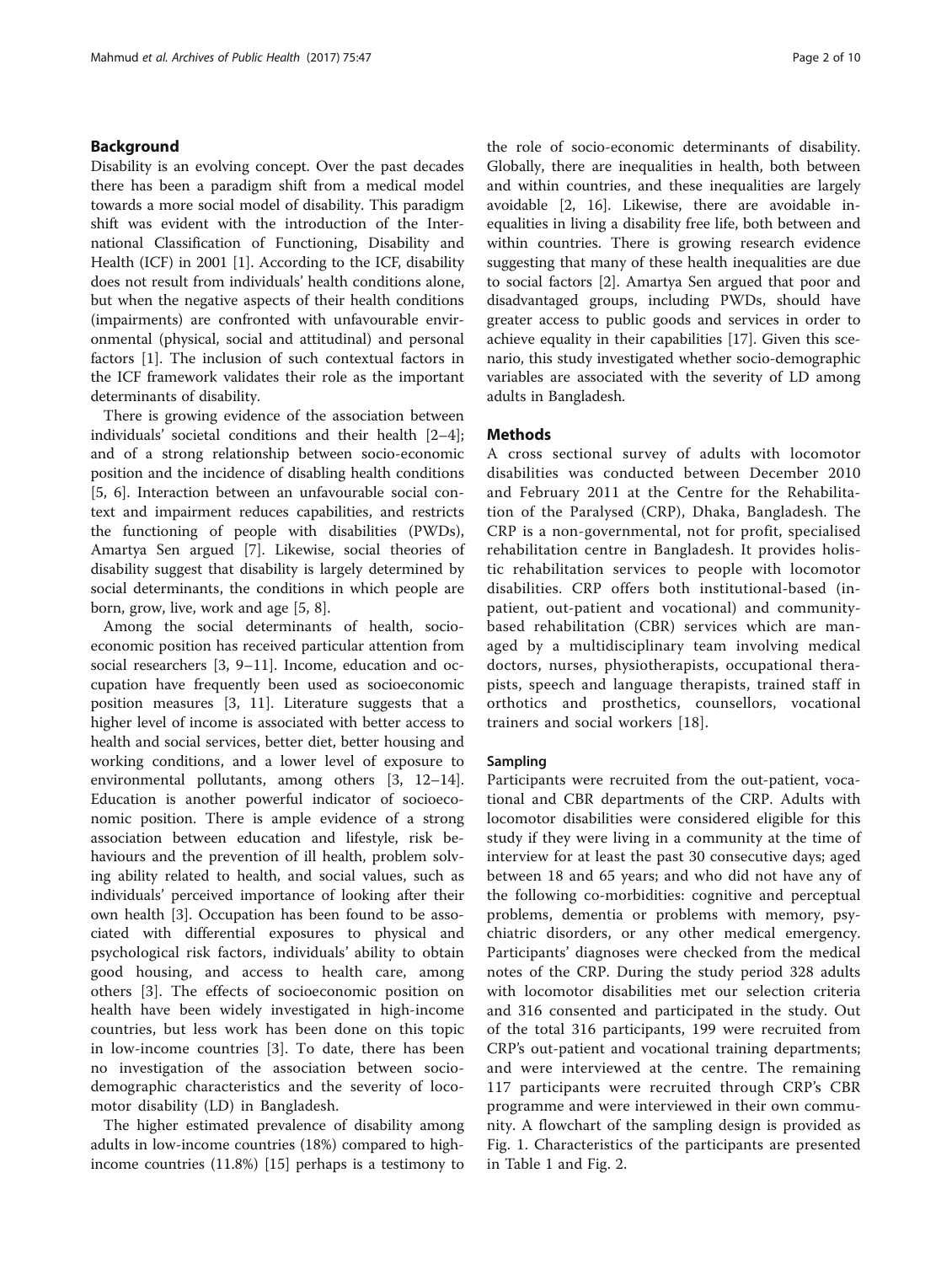## Background

Disability is an evolving concept. Over the past decades there has been a paradigm shift from a medical model towards a more social model of disability. This paradigm shift was evident with the introduction of the International Classification of Functioning, Disability and Health (ICF) in 2001 [1]. According to the ICF, disability does not result from individuals' health conditions alone, but when the negative aspects of their health conditions (impairments) are confronted with unfavourable environmental (physical, social and attitudinal) and personal factors [1]. The inclusion of such contextual factors in the ICF framework validates their role as the important determinants of disability.

There is growing evidence of the association between individuals' societal conditions and their health [2–4]; and of a strong relationship between socio-economic position and the incidence of disabling health conditions [5, 6]. Interaction between an unfavourable social context and impairment reduces capabilities, and restricts the functioning of people with disabilities (PWDs), Amartya Sen argued [7]. Likewise, social theories of disability suggest that disability is largely determined by social determinants, the conditions in which people are born, grow, live, work and age [5, 8].

Among the social determinants of health, socioeconomic position has received particular attention from social researchers [3, 9–11]. Income, education and occupation have frequently been used as socioeconomic position measures [3, 11]. Literature suggests that a higher level of income is associated with better access to health and social services, better diet, better housing and working conditions, and a lower level of exposure to environmental pollutants, among others [3, 12–14]. Education is another powerful indicator of socioeconomic position. There is ample evidence of a strong association between education and lifestyle, risk behaviours and the prevention of ill health, problem solving ability related to health, and social values, such as individuals' perceived importance of looking after their own health [3]. Occupation has been found to be associated with differential exposures to physical and psychological risk factors, individuals' ability to obtain good housing, and access to health care, among others [3]. The effects of socioeconomic position on health have been widely investigated in high-income countries, but less work has been done on this topic in low-income countries [3]. To date, there has been no investigation of the association between sociodemographic characteristics and the severity of locomotor disability (LD) in Bangladesh.

The higher estimated prevalence of disability among adults in low-income countries (18%) compared to high-income countries (11.8%) [15] perhaps is a testimony to the role of socio-economic determinants of disability. Globally, there are inequalities in health, both between and within countries, and these inequalities are largely avoidable [2, 16]. Likewise, there are avoidable inequalities in living a disability free life, both between and within countries. There is growing research evidence suggesting that many of these health inequalities are due to social factors [2]. Amartya Sen argued that poor and disadvantaged groups, including PWDs, should have greater access to public goods and services in order to achieve equality in their capabilities [17]. Given this scenario, this study investigated whether socio-demographic variables are associated with the severity of LD among adults in Bangladesh.

## Methods

A cross sectional survey of adults with locomotor disabilities was conducted between December 2010 and February 2011 at the Centre for the Rehabilitation of the Paralysed (CRP), Dhaka, Bangladesh. The CRP is a non-governmental, not for profit, specialised rehabilitation centre in Bangladesh. It provides holistic rehabilitation services to people with locomotor disabilities. CRP offers both institutional-based (in-patient, out-patient and vocational) and community-based rehabilitation (CBR) services which are managed by a multidisciplinary team involving medical doctors, nurses, physiotherapists, occupational therapists, speech and language therapists, trained staff in orthotics and prosthetics, counsellors, vocational trainers and social workers [18].

### Sampling

Participants were recruited from the out-patient, vocational and CBR departments of the CRP. Adults with locomotor disabilities were considered eligible for this study if they were living in a community at the time of interview for at least the past 30 consecutive days; aged between 18 and 65 years; and who did not have any of the following co-morbidities: cognitive and perceptual problems, dementia or problems with memory, psychiatric disorders, or any other medical emergency. Participants' diagnoses were checked from the medical notes of the CRP. During the study period 328 adults with locomotor disabilities met our selection criteria and 316 consented and participated in the study. Out of the total 316 participants, 199 were recruited from CRP's out-patient and vocational training departments; and were interviewed at the centre. The remaining 117 participants were recruited through CRP's CBR programme and were interviewed in their own community. A flowchart of the sampling design is provided as Fig. 1. Characteristics of the participants are presented in Table 1 and Fig. 2.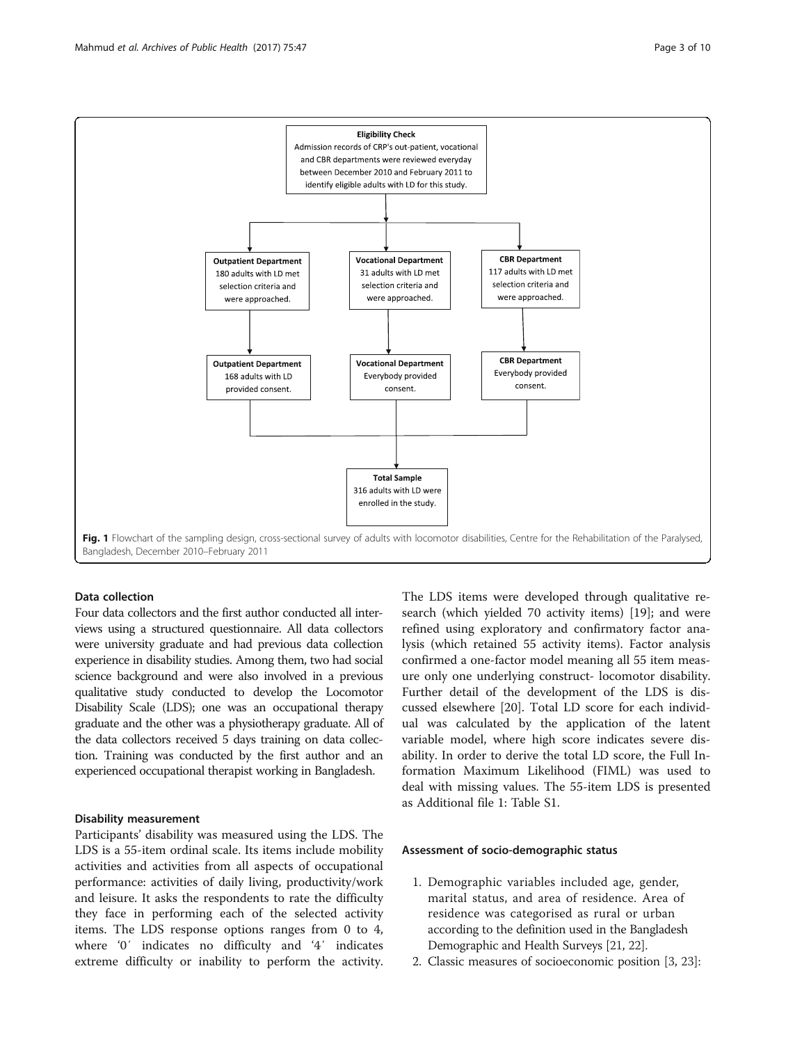**Eligibility Check**
Admission records of CRP's out-patient, vocational and CBR departments were reviewed everyday between December 2010 and February 2011 to identify eligible adults with LD for this study.

**Outpatient Department**
180 adults with LD met selection criteria and were approached.

**Vocational Department**
31 adults with LD met selection criteria and were approached.

**CBR Department**
117 adults with LD met selection criteria and were approached.

**Outpatient Department**
168 adults with LD provided consent.

**Vocational Department**
Everybody provided consent.

**CBR Department**
Everybody provided consent.

**Total Sample**
316 adults with LD were enrolled in the study.

**Fig. 1** Flowchart of the sampling design, cross-sectional survey of adults with locomotor disabilities, Centre for the Rehabilitation of the Paralysed, Bangladesh, December 2010–February 2011

### Data collection

Four data collectors and the first author conducted all interviews using a structured questionnaire. All data collectors were university graduate and had previous data collection experience in disability studies. Among them, two had social science background and were also involved in a previous qualitative study conducted to develop the Locomotor Disability Scale (LDS); one was an occupational therapy graduate and the other was a physiotherapy graduate. All of the data collectors received 5 days training on data collection. Training was conducted by the first author and an experienced occupational therapist working in Bangladesh.

### Disability measurement

Participants' disability was measured using the LDS. The LDS is a 55-item ordinal scale. Its items include mobility activities and activities from all aspects of occupational performance: activities of daily living, productivity/work and leisure. It asks the respondents to rate the difficulty they face in performing each of the selected activity items. The LDS response options ranges from 0 to 4, where '0' indicates no difficulty and '4' indicates extreme difficulty or inability to perform the activity. The LDS items were developed through qualitative research (which yielded 70 activity items) [19]; and were refined using exploratory and confirmatory factor analysis (which retained 55 activity items). Factor analysis confirmed a one-factor model meaning all 55 item measure only one underlying construct- locomotor disability. Further detail of the development of the LDS is discussed elsewhere [20]. Total LD score for each individual was calculated by the application of the latent variable model, where high score indicates severe disability. In order to derive the total LD score, the Full Information Maximum Likelihood (FIML) was used to deal with missing values. The 55-item LDS is presented as Additional file 1: Table S1.

### Assessment of socio-demographic status

1. Demographic variables included age, gender, marital status, and area of residence. Area of residence was categorised as rural or urban according to the definition used in the Bangladesh Demographic and Health Surveys [21, 22].
2. Classic measures of socioeconomic position [3, 23]: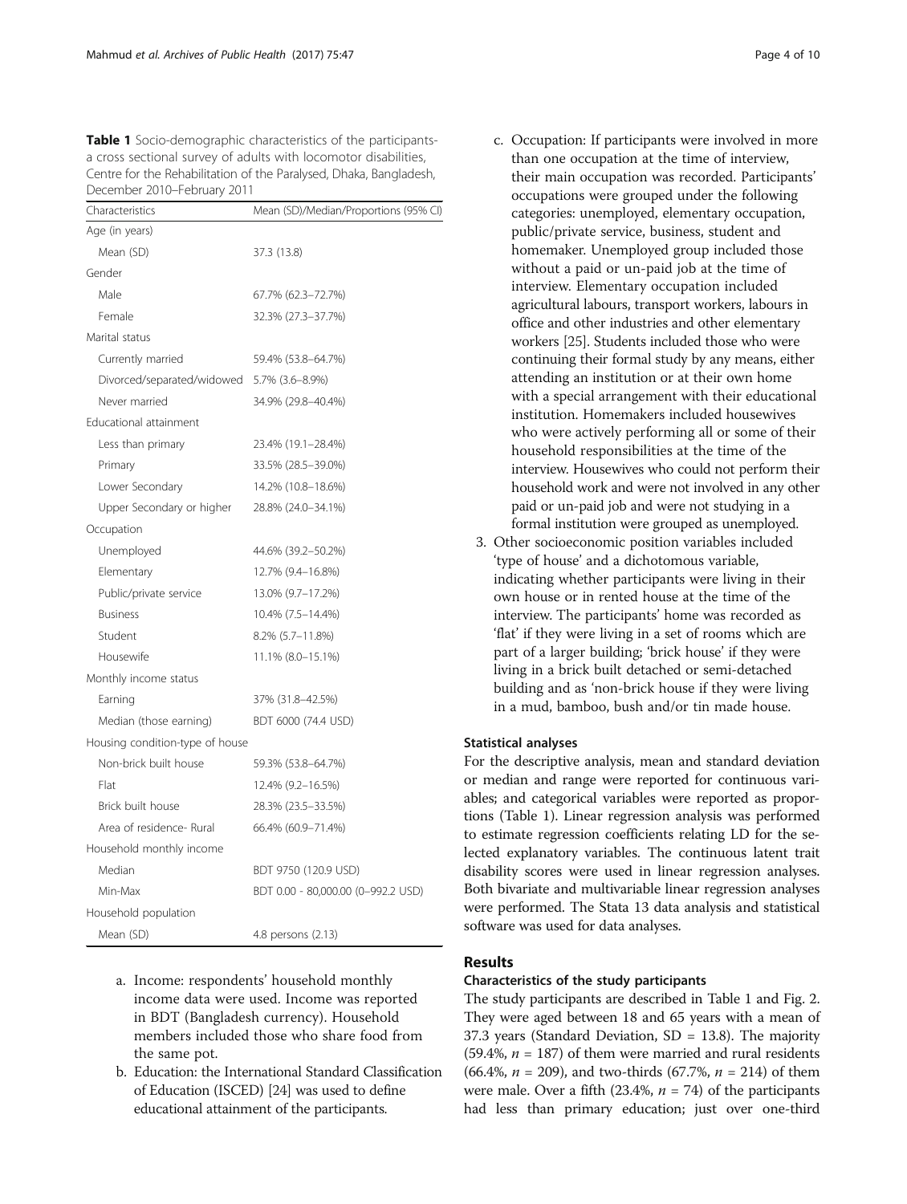**Table 1** Socio-demographic characteristics of the participants- a cross sectional survey of adults with locomotor disabilities, Centre for the Rehabilitation of the Paralysed, Dhaka, Bangladesh, December 2010–February 2011

| Characteristics | Mean (SD)/Median/Proportions (95% CI) |
|---|---|
| Age (in years) | |
| Mean (SD) | 37.3 (13.8) |
| Gender | |
| Male | 67.7% (62.3–72.7%) |
| Female | 32.3% (27.3–37.7%) |
| Marital status | |
| Currently married | 59.4% (53.8–64.7%) |
| Divorced/separated/widowed | 5.7% (3.6–8.9%) |
| Never married | 34.9% (29.8–40.4%) |
| Educational attainment | |
| Less than primary | 23.4% (19.1–28.4%) |
| Primary | 33.5% (28.5–39.0%) |
| Lower Secondary | 14.2% (10.8–18.6%) |
| Upper Secondary or higher | 28.8% (24.0–34.1%) |
| Occupation | |
| Unemployed | 44.6% (39.2–50.2%) |
| Elementary | 12.7% (9.4–16.8%) |
| Public/private service | 13.0% (9.7–17.2%) |
| Business | 10.4% (7.5–14.4%) |
| Student | 8.2% (5.7–11.8%) |
| Housewife | 11.1% (8.0–15.1%) |
| Monthly income status | |
| Earning | 37% (31.8–42.5%) |
| Median (those earning) | BDT 6000 (74.4 USD) |
| Housing condition-type of house | |
| Non-brick built house | 59.3% (53.8–64.7%) |
| Flat | 12.4% (9.2–16.5%) |
| Brick built house | 28.3% (23.5–33.5%) |
| Area of residence- Rural | 66.4% (60.9–71.4%) |
| Household monthly income | |
| Median | BDT 9750 (120.9 USD) |
| Min-Max | BDT 0.00 - 80,000.00 (0–992.2 USD) |
| Household population | |
| Mean (SD) | 4.8 persons (2.13) |

a. Income: respondents' household monthly income data were used. Income was reported in BDT (Bangladesh currency). Household members included those who share food from the same pot.
b. Education: the International Standard Classification of Education (ISCED) [24] was used to define educational attainment of the participants.
c. Occupation: If participants were involved in more than one occupation at the time of interview, their main occupation was recorded. Participants' occupations were grouped under the following categories: unemployed, elementary occupation, public/private service, business, student and homemaker. Unemployed group included those without a paid or un-paid job at the time of interview. Elementary occupation included agricultural labours, transport workers, labours in office and other industries and other elementary workers [25]. Students included those who were continuing their formal study by any means, either attending an institution or at their own home with a special arrangement with their educational institution. Homemakers included housewives who were actively performing all or some of their household responsibilities at the time of the interview. Housewives who could not perform their household work and were not involved in any other paid or un-paid job and were not studying in a formal institution were grouped as unemployed.

3. Other socioeconomic position variables included 'type of house' and a dichotomous variable, indicating whether participants were living in their own house or in rented house at the time of the interview. The participants' home was recorded as 'flat' if they were living in a set of rooms which are part of a larger building; 'brick house' if they were living in a brick built detached or semi-detached building and as 'non-brick house if they were living in a mud, bamboo, bush and/or tin made house.

### Statistical analyses

For the descriptive analysis, mean and standard deviation or median and range were reported for continuous variables; and categorical variables were reported as proportions (Table 1). Linear regression analysis was performed to estimate regression coefficients relating LD for the selected explanatory variables. The continuous latent trait disability scores were used in linear regression analyses. Both bivariate and multivariable linear regression analyses were performed. The Stata 13 data analysis and statistical software was used for data analyses.

## Results

### Characteristics of the study participants

The study participants are described in Table 1 and Fig. 2. They were aged between 18 and 65 years with a mean of 37.3 years (Standard Deviation, SD = 13.8). The majority (59.4%, $n = 187$) of them were married and rural residents (66.4%, $n = 209$), and two-thirds (67.7%, $n = 214$) of them were male. Over a fifth (23.4%, $n = 74$) of the participants had less than primary education; just over one-third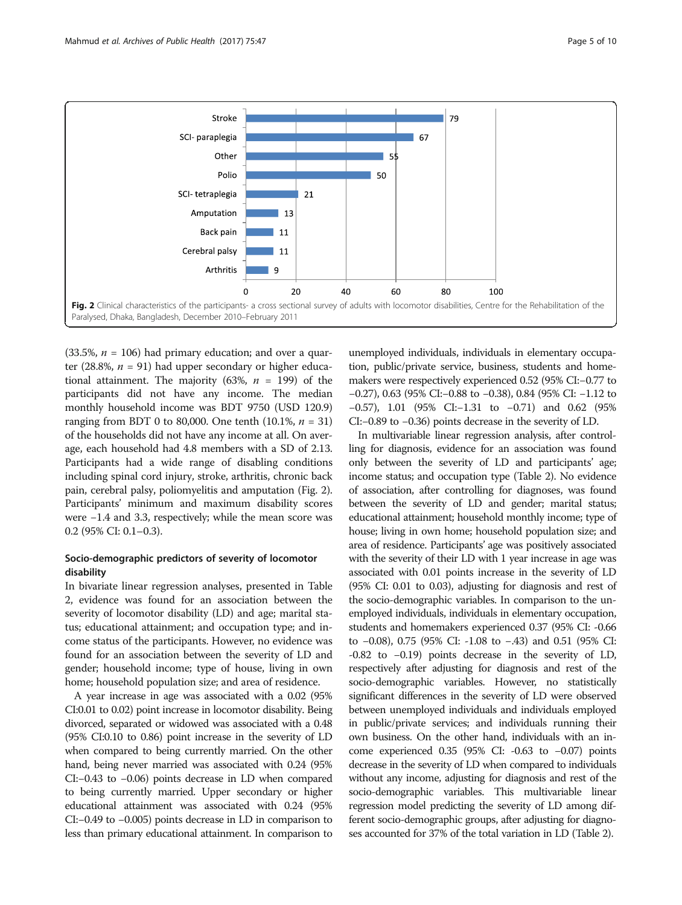Fig. 2 Clinical characteristics of the participants- a cross sectional survey of adults with locomotor disabilities, Centre for the Rehabilitation of the Paralysed, Dhaka, Bangladesh, December 2010–February 2011

(33.5%, $n$ = 106) had primary education; and over a quarter (28.8%, $n$ = 91) had upper secondary or higher educational attainment. The majority (63%, $n$ = 199) of the participants did not have any income. The median monthly household income was BDT 9750 (USD 120.9) ranging from BDT 0 to 80,000. One tenth (10.1%, $n$ = 31) of the households did not have any income at all. On average, each household had 4.8 members with a SD of 2.13. Participants had a wide range of disabling conditions including spinal cord injury, stroke, arthritis, chronic back pain, cerebral palsy, poliomyelitis and amputation (Fig. 2). Participants' minimum and maximum disability scores were −1.4 and 3.3, respectively; while the mean score was 0.2 (95% CI: 0.1–0.3).

### Socio-demographic predictors of severity of locomotor disability

In bivariate linear regression analyses, presented in Table 2, evidence was found for an association between the severity of locomotor disability (LD) and age; marital status; educational attainment; and occupation type; and income status of the participants. However, no evidence was found for an association between the severity of LD and gender; household income; type of house, living in own home; household population size; and area of residence.

A year increase in age was associated with a 0.02 (95% CI:0.01 to 0.02) point increase in locomotor disability. Being divorced, separated or widowed was associated with a 0.48 (95% CI:0.10 to 0.86) point increase in the severity of LD when compared to being currently married. On the other hand, being never married was associated with 0.24 (95% CI:−0.43 to −0.06) points decrease in LD when compared to being currently married. Upper secondary or higher educational attainment was associated with 0.24 (95% CI:−0.49 to −0.005) points decrease in LD in comparison to less than primary educational attainment. In comparison to unemployed individuals, individuals in elementary occupation, public/private service, business, students and homemakers were respectively experienced 0.52 (95% CI:−0.77 to −0.27), 0.63 (95% CI:−0.88 to −0.38), 0.84 (95% CI: −1.12 to −0.57), 1.01 (95% CI:−1.31 to −0.71) and 0.62 (95% CI:−0.89 to −0.36) points decrease in the severity of LD.

In multivariable linear regression analysis, after controlling for diagnosis, evidence for an association was found only between the severity of LD and participants' age; income status; and occupation type (Table 2). No evidence of association, after controlling for diagnoses, was found between the severity of LD and gender; marital status; educational attainment; household monthly income; type of house; living in own home; household population size; and area of residence. Participants' age was positively associated with the severity of their LD with 1 year increase in age was associated with 0.01 points increase in the severity of LD (95% CI: 0.01 to 0.03), adjusting for diagnosis and rest of the socio-demographic variables. In comparison to the unemployed individuals, individuals in elementary occupation, students and homemakers experienced 0.37 (95% CI: -0.66 to −0.08), 0.75 (95% CI: -1.08 to −.43) and 0.51 (95% CI: -0.82 to −0.19) points decrease in the severity of LD, respectively after adjusting for diagnosis and rest of the socio-demographic variables. However, no statistically significant differences in the severity of LD were observed between unemployed individuals and individuals employed in public/private services; and individuals running their own business. On the other hand, individuals with an income experienced 0.35 (95% CI: -0.63 to −0.07) points decrease in the severity of LD when compared to individuals without any income, adjusting for diagnosis and rest of the socio-demographic variables. This multivariable linear regression model predicting the severity of LD among different socio-demographic groups, after adjusting for diagnoses accounted for 37% of the total variation in LD (Table 2).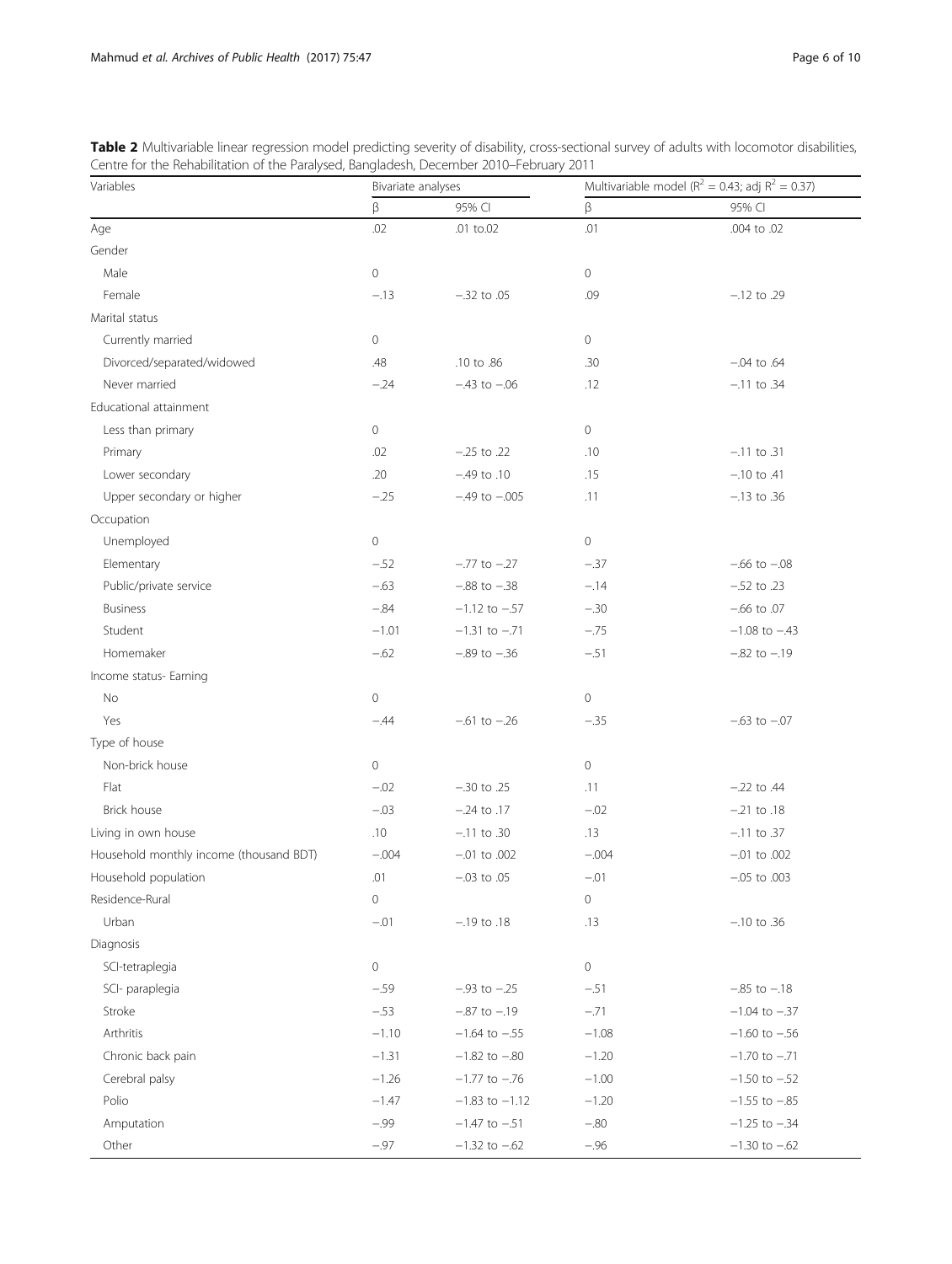**Table 2** Multivariable linear regression model predicting severity of disability, cross-sectional survey of adults with locomotor disabilities, Centre for the Rehabilitation of the Paralysed, Bangladesh, December 2010–February 2011

| Variables | Bivariate analyses | | Multivariable model ($R^2$ = 0.43; adj $R^2$ = 0.37) | |
|---|---|---|---|---|
| | β | 95% CI | β | 95% CI |
| Age | .02 | .01 to.02 | .01 | .004 to .02 |
| Gender | | | | |
| Male | 0 | | 0 | |
| Female | −.13 | −.32 to .05 | .09 | −.12 to .29 |
| Marital status | | | | |
| Currently married | 0 | | 0 | |
| Divorced/separated/widowed | .48 | .10 to .86 | .30 | −.04 to .64 |
| Never married | −.24 | −.43 to −.06 | .12 | −.11 to .34 |
| Educational attainment | | | | |
| Less than primary | 0 | | 0 | |
| Primary | .02 | −.25 to .22 | .10 | −.11 to .31 |
| Lower secondary | .20 | −.49 to .10 | .15 | −.10 to .41 |
| Upper secondary or higher | −.25 | −.49 to −.005 | .11 | −.13 to .36 |
| Occupation | | | | |
| Unemployed | 0 | | 0 | |
| Elementary | −.52 | −.77 to −.27 | −.37 | −.66 to −.08 |
| Public/private service | −.63 | −.88 to −.38 | −.14 | −.52 to .23 |
| Business | −.84 | −1.12 to −.57 | −.30 | −.66 to .07 |
| Student | −1.01 | −1.31 to −.71 | −.75 | −1.08 to −.43 |
| Homemaker | −.62 | −.89 to −.36 | −.51 | −.82 to −.19 |
| Income status- Earning | | | | |
| No | 0 | | 0 | |
| Yes | −.44 | −.61 to −.26 | −.35 | −.63 to −.07 |
| Type of house | | | | |
| Non-brick house | 0 | | 0 | |
| Flat | −.02 | −.30 to .25 | .11 | −.22 to .44 |
| Brick house | −.03 | −.24 to .17 | −.02 | −.21 to .18 |
| Living in own house | .10 | −.11 to .30 | .13 | −.11 to .37 |
| Household monthly income (thousand BDT) | −.004 | −.01 to .002 | −.004 | −.01 to .002 |
| Household population | .01 | −.03 to .05 | −.01 | −.05 to .003 |
| Residence-Rural | 0 | | 0 | |
| Urban | −.01 | −.19 to .18 | .13 | −.10 to .36 |
| Diagnosis | | | | |
| SCI-tetraplegia | 0 | | 0 | |
| SCI- paraplegia | −.59 | −.93 to −.25 | −.51 | −.85 to −.18 |
| Stroke | −.53 | −.87 to −.19 | −.71 | −1.04 to −.37 |
| Arthritis | −1.10 | −1.64 to −.55 | −1.08 | −1.60 to −.56 |
| Chronic back pain | −1.31 | −1.82 to −.80 | −1.20 | −1.70 to −.71 |
| Cerebral palsy | −1.26 | −1.77 to −.76 | −1.00 | −1.50 to −.52 |
| Polio | −1.47 | −1.83 to −1.12 | −1.20 | −1.55 to −.85 |
| Amputation | −.99 | −1.47 to −.51 | −.80 | −1.25 to −.34 |
| Other | −.97 | −1.32 to −.62 | −.96 | −1.30 to −.62 |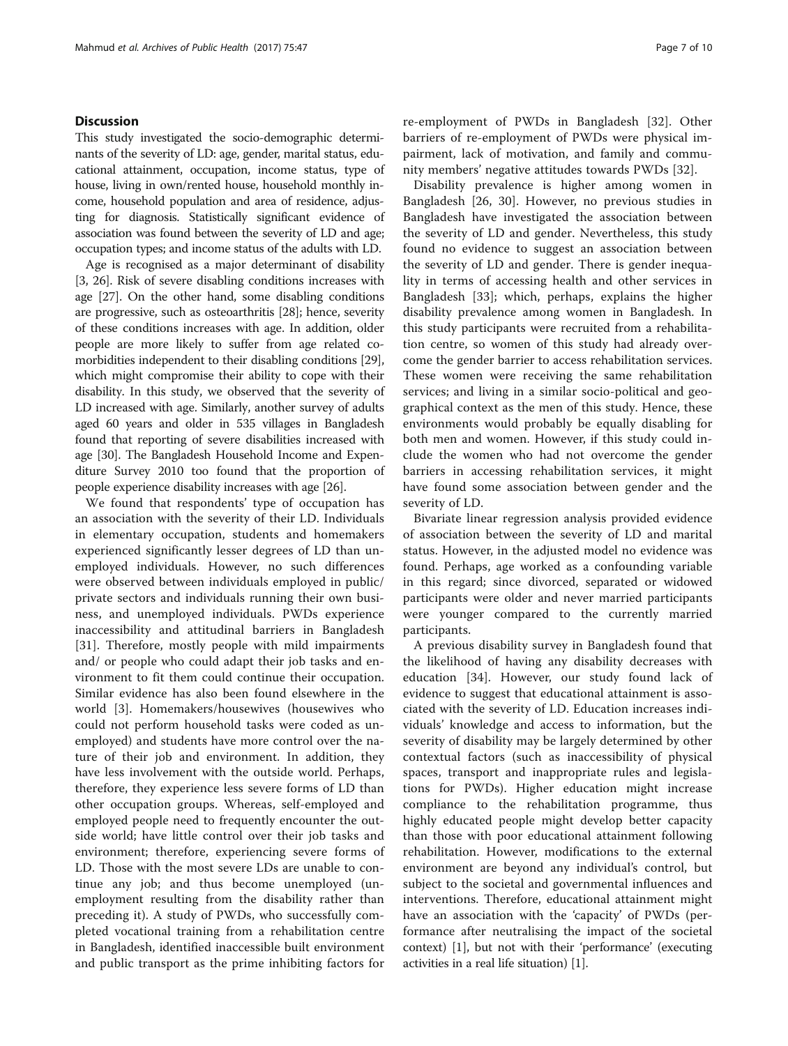## Discussion

This study investigated the socio-demographic determinants of the severity of LD: age, gender, marital status, educational attainment, occupation, income status, type of house, living in own/rented house, household monthly income, household population and area of residence, adjusting for diagnosis. Statistically significant evidence of association was found between the severity of LD and age; occupation types; and income status of the adults with LD.

Age is recognised as a major determinant of disability [3, 26]. Risk of severe disabling conditions increases with age [27]. On the other hand, some disabling conditions are progressive, such as osteoarthritis [28]; hence, severity of these conditions increases with age. In addition, older people are more likely to suffer from age related comorbidities independent to their disabling conditions [29], which might compromise their ability to cope with their disability. In this study, we observed that the severity of LD increased with age. Similarly, another survey of adults aged 60 years and older in 535 villages in Bangladesh found that reporting of severe disabilities increased with age [30]. The Bangladesh Household Income and Expenditure Survey 2010 too found that the proportion of people experience disability increases with age [26].

We found that respondents' type of occupation has an association with the severity of their LD. Individuals in elementary occupation, students and homemakers experienced significantly lesser degrees of LD than unemployed individuals. However, no such differences were observed between individuals employed in public/ private sectors and individuals running their own business, and unemployed individuals. PWDs experience inaccessibility and attitudinal barriers in Bangladesh [31]. Therefore, mostly people with mild impairments and/ or people who could adapt their job tasks and environment to fit them could continue their occupation. Similar evidence has also been found elsewhere in the world [3]. Homemakers/housewives (housewives who could not perform household tasks were coded as unemployed) and students have more control over the nature of their job and environment. In addition, they have less involvement with the outside world. Perhaps, therefore, they experience less severe forms of LD than other occupation groups. Whereas, self-employed and employed people need to frequently encounter the outside world; have little control over their job tasks and environment; therefore, experiencing severe forms of LD. Those with the most severe LDs are unable to continue any job; and thus become unemployed (unemployment resulting from the disability rather than preceding it). A study of PWDs, who successfully completed vocational training from a rehabilitation centre in Bangladesh, identified inaccessible built environment and public transport as the prime inhibiting factors for re-employment of PWDs in Bangladesh [32]. Other barriers of re-employment of PWDs were physical impairment, lack of motivation, and family and community members' negative attitudes towards PWDs [32].

Disability prevalence is higher among women in Bangladesh [26, 30]. However, no previous studies in Bangladesh have investigated the association between the severity of LD and gender. Nevertheless, this study found no evidence to suggest an association between the severity of LD and gender. There is gender inequality in terms of accessing health and other services in Bangladesh [33]; which, perhaps, explains the higher disability prevalence among women in Bangladesh. In this study participants were recruited from a rehabilitation centre, so women of this study had already overcome the gender barrier to access rehabilitation services. These women were receiving the same rehabilitation services; and living in a similar socio-political and geographical context as the men of this study. Hence, these environments would probably be equally disabling for both men and women. However, if this study could include the women who had not overcome the gender barriers in accessing rehabilitation services, it might have found some association between gender and the severity of LD.

Bivariate linear regression analysis provided evidence of association between the severity of LD and marital status. However, in the adjusted model no evidence was found. Perhaps, age worked as a confounding variable in this regard; since divorced, separated or widowed participants were older and never married participants were younger compared to the currently married participants.

A previous disability survey in Bangladesh found that the likelihood of having any disability decreases with education [34]. However, our study found lack of evidence to suggest that educational attainment is associated with the severity of LD. Education increases individuals' knowledge and access to information, but the severity of disability may be largely determined by other contextual factors (such as inaccessibility of physical spaces, transport and inappropriate rules and legislations for PWDs). Higher education might increase compliance to the rehabilitation programme, thus highly educated people might develop better capacity than those with poor educational attainment following rehabilitation. However, modifications to the external environment are beyond any individual's control, but subject to the societal and governmental influences and interventions. Therefore, educational attainment might have an association with the 'capacity' of PWDs (performance after neutralising the impact of the societal context) [1], but not with their 'performance' (executing activities in a real life situation) [1].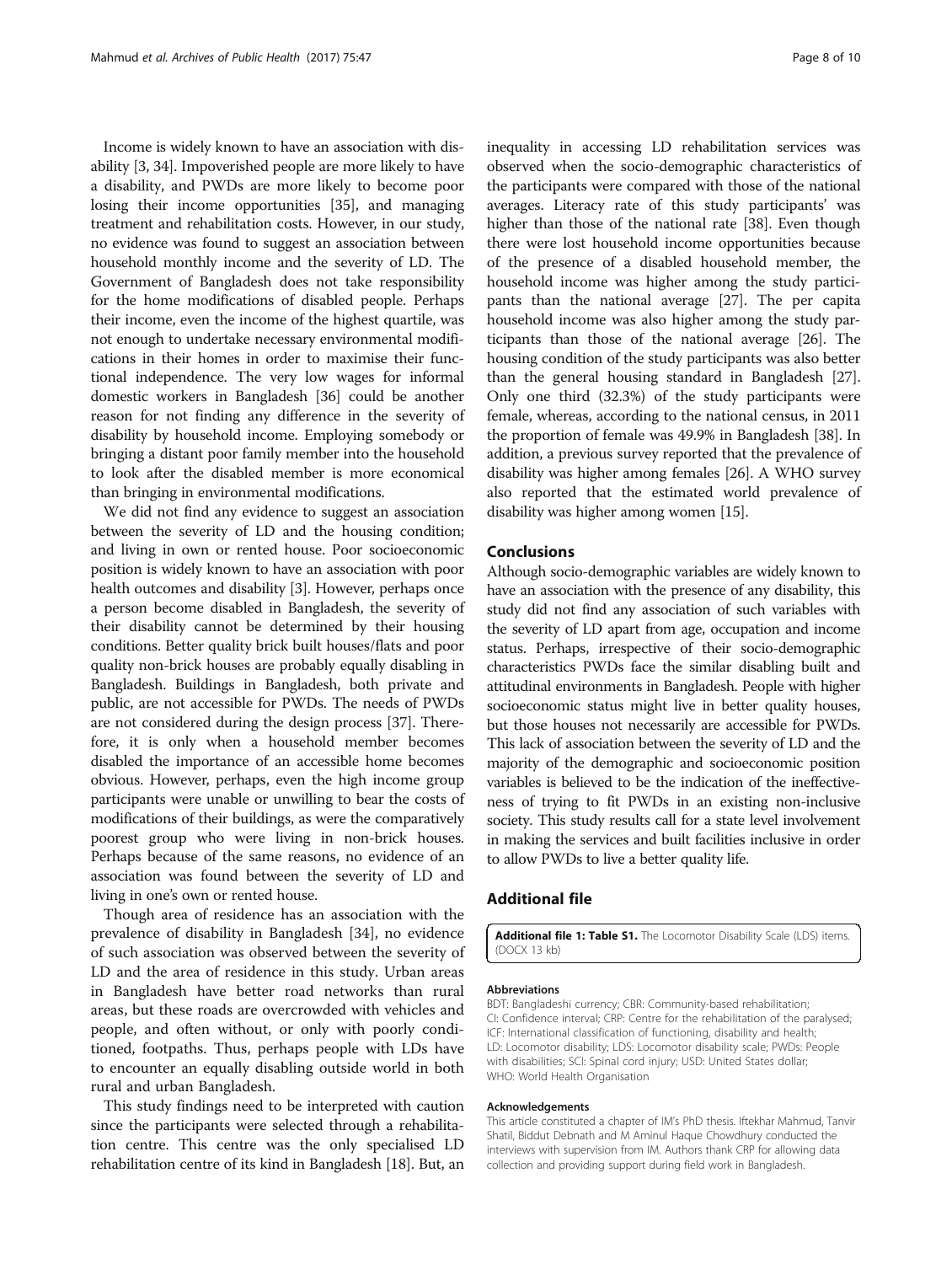Income is widely known to have an association with disability [3, 34]. Impoverished people are more likely to have a disability, and PWDs are more likely to become poor losing their income opportunities [35], and managing treatment and rehabilitation costs. However, in our study, no evidence was found to suggest an association between household monthly income and the severity of LD. The Government of Bangladesh does not take responsibility for the home modifications of disabled people. Perhaps their income, even the income of the highest quartile, was not enough to undertake necessary environmental modifications in their homes in order to maximise their functional independence. The very low wages for informal domestic workers in Bangladesh [36] could be another reason for not finding any difference in the severity of disability by household income. Employing somebody or bringing a distant poor family member into the household to look after the disabled member is more economical than bringing in environmental modifications.

We did not find any evidence to suggest an association between the severity of LD and the housing condition; and living in own or rented house. Poor socioeconomic position is widely known to have an association with poor health outcomes and disability [3]. However, perhaps once a person become disabled in Bangladesh, the severity of their disability cannot be determined by their housing conditions. Better quality brick built houses/flats and poor quality non-brick houses are probably equally disabling in Bangladesh. Buildings in Bangladesh, both private and public, are not accessible for PWDs. The needs of PWDs are not considered during the design process [37]. Therefore, it is only when a household member becomes disabled the importance of an accessible home becomes obvious. However, perhaps, even the high income group participants were unable or unwilling to bear the costs of modifications of their buildings, as were the comparatively poorest group who were living in non-brick houses. Perhaps because of the same reasons, no evidence of an association was found between the severity of LD and living in one's own or rented house.

Though area of residence has an association with the prevalence of disability in Bangladesh [34], no evidence of such association was observed between the severity of LD and the area of residence in this study. Urban areas in Bangladesh have better road networks than rural areas, but these roads are overcrowded with vehicles and people, and often without, or only with poorly conditioned, footpaths. Thus, perhaps people with LDs have to encounter an equally disabling outside world in both rural and urban Bangladesh.

This study findings need to be interpreted with caution since the participants were selected through a rehabilitation centre. This centre was the only specialised LD rehabilitation centre of its kind in Bangladesh [18]. But, an inequality in accessing LD rehabilitation services was observed when the socio-demographic characteristics of the participants were compared with those of the national averages. Literacy rate of this study participants' was higher than those of the national rate [38]. Even though there were lost household income opportunities because of the presence of a disabled household member, the household income was higher among the study participants than the national average [27]. The per capita household income was also higher among the study participants than those of the national average [26]. The housing condition of the study participants was also better than the general housing standard in Bangladesh [27]. Only one third (32.3%) of the study participants were female, whereas, according to the national census, in 2011 the proportion of female was 49.9% in Bangladesh [38]. In addition, a previous survey reported that the prevalence of disability was higher among females [26]. A WHO survey also reported that the estimated world prevalence of disability was higher among women [15].

## Conclusions

Although socio-demographic variables are widely known to have an association with the presence of any disability, this study did not find any association of such variables with the severity of LD apart from age, occupation and income status. Perhaps, irrespective of their socio-demographic characteristics PWDs face the similar disabling built and attitudinal environments in Bangladesh. People with higher socioeconomic status might live in better quality houses, but those houses not necessarily are accessible for PWDs. This lack of association between the severity of LD and the majority of the demographic and socioeconomic position variables is believed to be the indication of the ineffectiveness of trying to fit PWDs in an existing non-inclusive society. This study results call for a state level involvement in making the services and built facilities inclusive in order to allow PWDs to live a better quality life.

## Additional file

**Additional file 1: Table S1.** The Locomotor Disability Scale (LDS) items. (DOCX 13 kb)

#### Abbreviations

BDT: Bangladeshi currency; CBR: Community-based rehabilitation; CI: Confidence interval; CRP: Centre for the rehabilitation of the paralysed; ICF: International classification of functioning, disability and health; LD: Locomotor disability; LDS: Locomotor disability scale; PWDs: People with disabilities; SCI: Spinal cord injury; USD: United States dollar; WHO: World Health Organisation

#### Acknowledgements

This article constituted a chapter of IM's PhD thesis. Iftekhar Mahmud, Tanvir Shatil, Biddut Debnath and M Aminul Haque Chowdhury conducted the interviews with supervision from IM. Authors thank CRP for allowing data collection and providing support during field work in Bangladesh.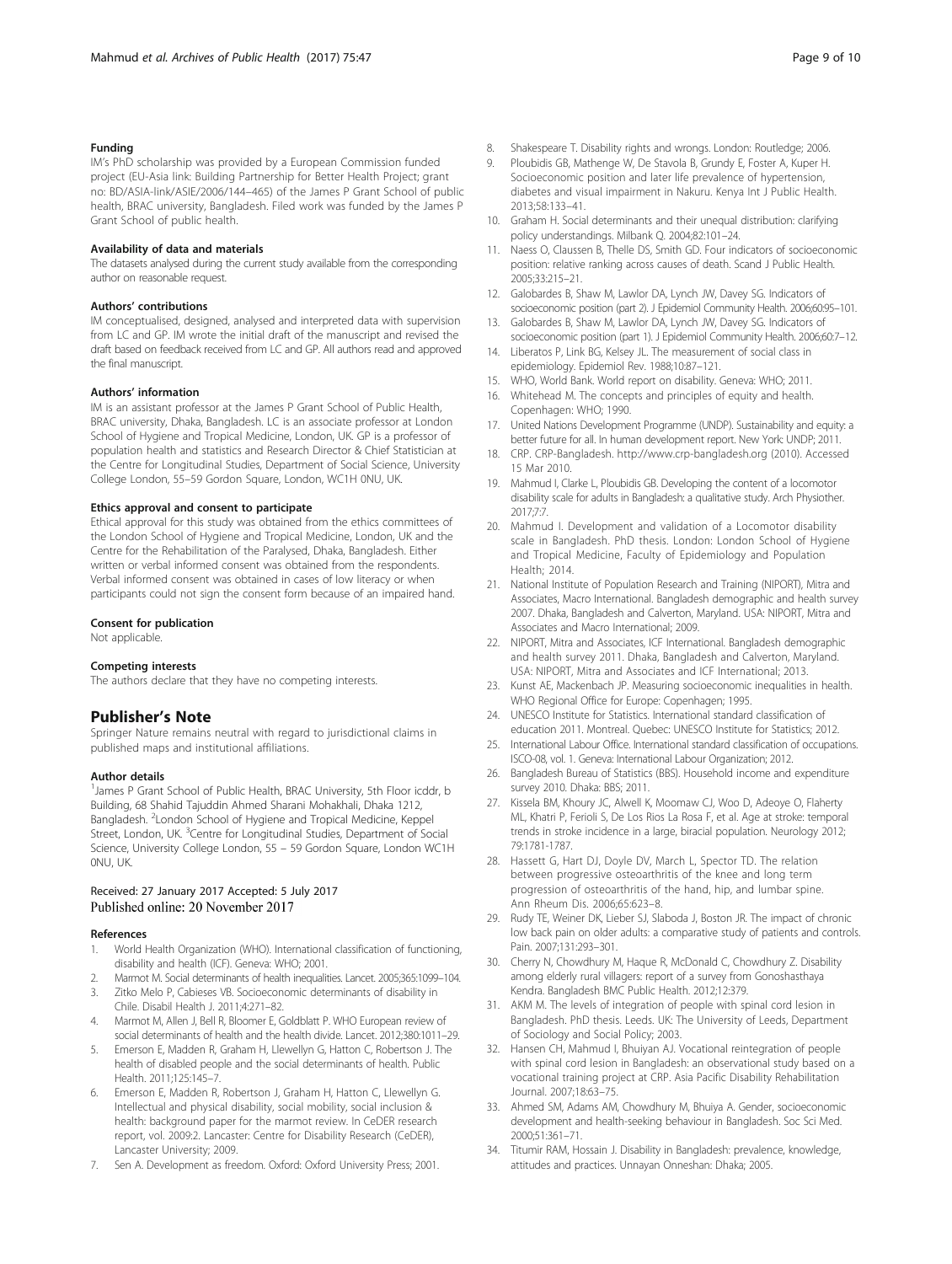#### Funding

IM's PhD scholarship was provided by a European Commission funded project (EU-Asia link: Building Partnership for Better Health Project; grant no: BD/ASIA-link/ASIE/2006/144–465) of the James P Grant School of public health, BRAC university, Bangladesh. Filed work was funded by the James P Grant School of public health.

#### Availability of data and materials

The datasets analysed during the current study available from the corresponding author on reasonable request.

#### Authors' contributions

IM conceptualised, designed, analysed and interpreted data with supervision from LC and GP. IM wrote the initial draft of the manuscript and revised the draft based on feedback received from LC and GP. All authors read and approved the final manuscript.

#### Authors' information

IM is an assistant professor at the James P Grant School of Public Health, BRAC university, Dhaka, Bangladesh. LC is an associate professor at London School of Hygiene and Tropical Medicine, London, UK. GP is a professor of population health and statistics and Research Director & Chief Statistician at the Centre for Longitudinal Studies, Department of Social Science, University College London, 55–59 Gordon Square, London, WC1H 0NU, UK.

#### Ethics approval and consent to participate

Ethical approval for this study was obtained from the ethics committees of the London School of Hygiene and Tropical Medicine, London, UK and the Centre for the Rehabilitation of the Paralysed, Dhaka, Bangladesh. Either written or verbal informed consent was obtained from the respondents. Verbal informed consent was obtained in cases of low literacy or when participants could not sign the consent form because of an impaired hand.

#### Consent for publication

Not applicable.

#### Competing interests

The authors declare that they have no competing interests.

## Publisher's Note

Springer Nature remains neutral with regard to jurisdictional claims in published maps and institutional affiliations.

#### Author details

[1]James P Grant School of Public Health, BRAC University, 5th Floor icddr, b Building, 68 Shahid Tajuddin Ahmed Sharani Mohakhali, Dhaka 1212, Bangladesh. [2]London School of Hygiene and Tropical Medicine, Keppel Street, London, UK. [3]Centre for Longitudinal Studies, Department of Social Science, University College London, 55 – 59 Gordon Square, London WC1H 0NU, UK.

Received: 27 January 2017 Accepted: 5 July 2017
Published online: 20 November 2017

#### References

1. World Health Organization (WHO). International classification of functioning, disability and health (ICF). Geneva: WHO; 2001.
2. Marmot M. Social determinants of health inequalities. Lancet. 2005;365:1099–104.
3. Zitko Melo P, Cabieses VB. Socioeconomic determinants of disability in Chile. Disabil Health J. 2011;4:271–82.
4. Marmot M, Allen J, Bell R, Bloomer E, Goldblatt P. WHO European review of social determinants of health and the health divide. Lancet. 2012;380:1011–29.
5. Emerson E, Madden R, Graham H, Llewellyn G, Hatton C, Robertson J. The health of disabled people and the social determinants of health. Public Health. 2011;125:145–7.
6. Emerson E, Madden R, Robertson J, Graham H, Hatton C, Llewellyn G. Intellectual and physical disability, social mobility, social inclusion & health: background paper for the marmot review. In CeDER research report, vol. 2009:2. Lancaster: Centre for Disability Research (CeDER), Lancaster University; 2009.
7. Sen A. Development as freedom. Oxford: Oxford University Press; 2001.
8. Shakespeare T. Disability rights and wrongs. London: Routledge; 2006.
9. Ploubidis GB, Mathenge W, De Stavola B, Grundy E, Foster A, Kuper H. Socioeconomic position and later life prevalence of hypertension, diabetes and visual impairment in Nakuru. Kenya Int J Public Health. 2013;58:133–41.
10. Graham H. Social determinants and their unequal distribution: clarifying policy understandings. Milbank Q. 2004;82:101–24.
11. Naess O, Claussen B, Thelle DS, Smith GD. Four indicators of socioeconomic position: relative ranking across causes of death. Scand J Public Health. 2005;33:215–21.
12. Galobardes B, Shaw M, Lawlor DA, Lynch JW, Davey SG. Indicators of socioeconomic position (part 2). J Epidemiol Community Health. 2006;60:95–101.
13. Galobardes B, Shaw M, Lawlor DA, Lynch JW, Davey SG. Indicators of socioeconomic position (part 1). J Epidemiol Community Health. 2006;60:7–12.
14. Liberatos P, Link BG, Kelsey JL. The measurement of social class in epidemiology. Epidemiol Rev. 1988;10:87–121.
15. WHO, World Bank. World report on disability. Geneva: WHO; 2011.
16. Whitehead M. The concepts and principles of equity and health. Copenhagen: WHO; 1990.
17. United Nations Development Programme (UNDP). Sustainability and equity: a better future for all. In human development report. New York: UNDP; 2011.
18. CRP. CRP-Bangladesh. http://www.crp-bangladesh.org (2010). Accessed 15 Mar 2010.
19. Mahmud I, Clarke L, Ploubidis GB. Developing the content of a locomotor disability scale for adults in Bangladesh: a qualitative study. Arch Physiother. 2017;7:7.
20. Mahmud I. Development and validation of a Locomotor disability scale in Bangladesh. PhD thesis. London: London School of Hygiene and Tropical Medicine, Faculty of Epidemiology and Population Health; 2014.
21. National Institute of Population Research and Training (NIPORT), Mitra and Associates, Macro International. Bangladesh demographic and health survey 2007. Dhaka, Bangladesh and Calverton, Maryland. USA: NIPORT, Mitra and Associates and Macro International; 2009.
22. NIPORT, Mitra and Associates, ICF International. Bangladesh demographic and health survey 2011. Dhaka, Bangladesh and Calverton, Maryland. USA: NIPORT, Mitra and Associates and ICF International; 2013.
23. Kunst AE, Mackenbach JP. Measuring socioeconomic inequalities in health. WHO Regional Office for Europe: Copenhagen; 1995.
24. UNESCO Institute for Statistics. International standard classification of education 2011. Montreal. Quebec: UNESCO Institute for Statistics; 2012.
25. International Labour Office. International standard classification of occupations. ISCO-08, vol. 1. Geneva: International Labour Organization; 2012.
26. Bangladesh Bureau of Statistics (BBS). Household income and expenditure survey 2010. Dhaka: BBS; 2011.
27. Kissela BM, Khoury JC, Alwell K, Moomaw CJ, Woo D, Adeoye O, Flaherty ML, Khatri P, Ferioli S, De Los Rios La Rosa F, et al. Age at stroke: temporal trends in stroke incidence in a large, biracial population. Neurology 2012; 79:1781-1787.
28. Hassett G, Hart DJ, Doyle DV, March L, Spector TD. The relation between progressive osteoarthritis of the knee and long term progression of osteoarthritis of the hand, hip, and lumbar spine. Ann Rheum Dis. 2006;65:623–8.
29. Rudy TE, Weiner DK, Lieber SJ, Slaboda J, Boston JR. The impact of chronic low back pain on older adults: a comparative study of patients and controls. Pain. 2007;131:293–301.
30. Cherry N, Chowdhury M, Haque R, McDonald C, Chowdhury Z. Disability among elderly rural villagers: report of a survey from Gonoshasthaya Kendra. Bangladesh BMC Public Health. 2012;12:379.
31. AKM M. The levels of integration of people with spinal cord lesion in Bangladesh. PhD thesis. Leeds. UK: The University of Leeds, Department of Sociology and Social Policy; 2003.
32. Hansen CH, Mahmud I, Bhuiyan AJ. Vocational reintegration of people with spinal cord lesion in Bangladesh: an observational study based on a vocational training project at CRP. Asia Pacific Disability Rehabilitation Journal. 2007;18:63–75.
33. Ahmed SM, Adams AM, Chowdhury M, Bhuiya A. Gender, socioeconomic development and health-seeking behaviour in Bangladesh. Soc Sci Med. 2000;51:361–71.
34. Titumir RAM, Hossain J. Disability in Bangladesh: prevalence, knowledge, attitudes and practices. Unnayan Onneshan: Dhaka; 2005.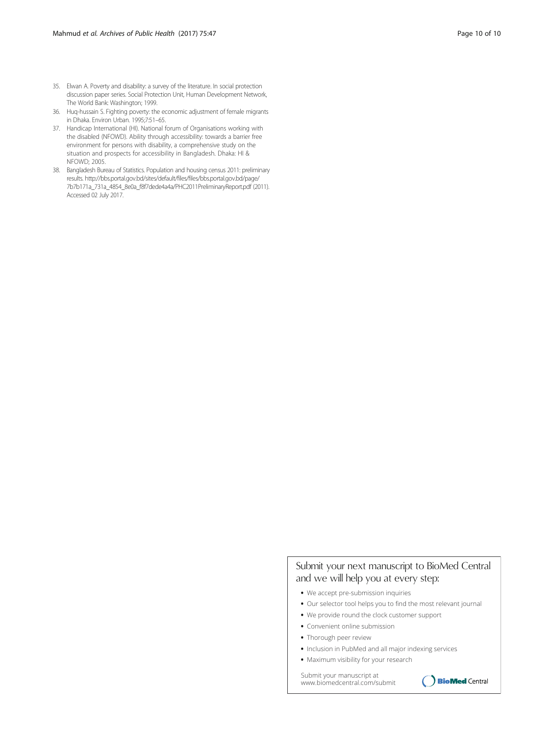35. Elwan A. Poverty and disability: a survey of the literature. In social protection discussion paper series. Social Protection Unit, Human Development Network, The World Bank: Washington; 1999.
36. Huq-hussain S. Fighting poverty: the economic adjustment of female migrants in Dhaka. Environ Urban. 1995;7:51–65.
37. Handicap International (HI). National forum of Organisations working with the disabled (NFOWD). Ability through accessibility: towards a barrier free environment for persons with disability, a comprehensive study on the situation and prospects for accessibility in Bangladesh. Dhaka: HI & NFOWD; 2005.
38. Bangladesh Bureau of Statistics. Population and housing census 2011: preliminary results. http://bbs.portal.gov.bd/sites/default/files/files/bbs.portal.gov.bd/page/7b7b171a_731a_4854_8e0a_f8f7dede4a4a/PHC2011PreliminaryReport.pdf (2011). Accessed 02 July 2017.

Submit your next manuscript to BioMed Central and we will help you at every step:

- We accept pre-submission inquiries
- Our selector tool helps you to find the most relevant journal
- We provide round the clock customer support
- Convenient online submission
- Thorough peer review
- Inclusion in PubMed and all major indexing services
- Maximum visibility for your research

Submit your manuscript at www.biomedcentral.com/submit

BioMed Central